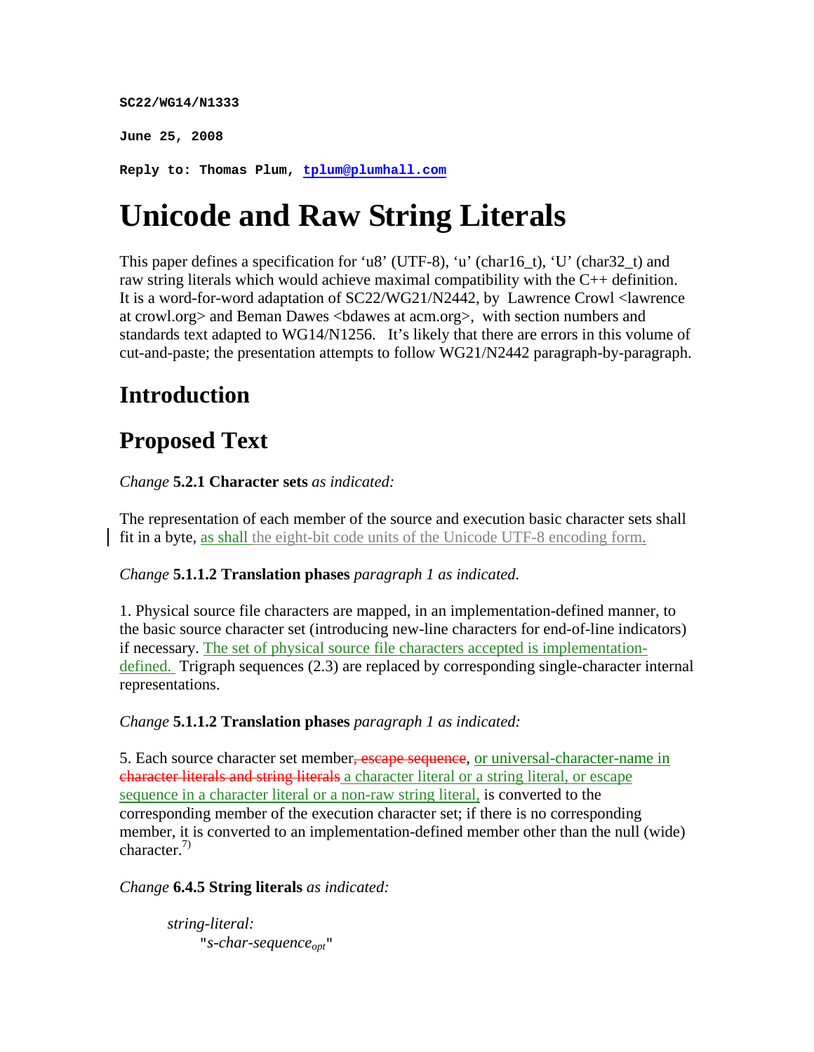**SC22/WG14/N1333**

**June 25, 2008**

**Reply to: Thomas Plum, tplum@plumhall.com**

# Unicode and Raw String Literals

This paper defines a specification for 'u8' (UTF-8), 'u' (char16_t), 'U' (char32_t) and raw string literals which would achieve maximal compatibility with the C++ definition. It is a word-for-word adaptation of SC22/WG21/N2442, by Lawrence Crowl <lawrence at crowl.org> and Beman Dawes <bdawes at acm.org>, with section numbers and standards text adapted to WG14/N1256. It's likely that there are errors in this volume of cut-and-paste; the presentation attempts to follow WG21/N2442 paragraph-by-paragraph.

## Introduction

## Proposed Text

*Change* **5.2.1 Character sets** *as indicated:*

The representation of each member of the source and execution basic character sets shall fit in a byte, as shall the eight-bit code units of the Unicode UTF-8 encoding form.

*Change* **5.1.1.2 Translation phases** *paragraph 1 as indicated.*

1. Physical source file characters are mapped, in an implementation-defined manner, to the basic source character set (introducing new-line characters for end-of-line indicators) if necessary. The set of physical source file characters accepted is implementation-defined. Trigraph sequences (2.3) are replaced by corresponding single-character internal representations.

*Change* **5.1.1.2 Translation phases** *paragraph 1 as indicated:*

5. Each source character set member~~, escape sequence~~, or universal-character-name in ~~character literals and string literals~~ a character literal or a string literal, or escape sequence in a character literal or a non-raw string literal, is converted to the corresponding member of the execution character set; if there is no corresponding member, it is converted to an implementation-defined member other than the null (wide) character.[7)]

*Change* **6.4.5 String literals** *as indicated:*

*string-literal:*
"*s-char-sequence*$_{opt}$"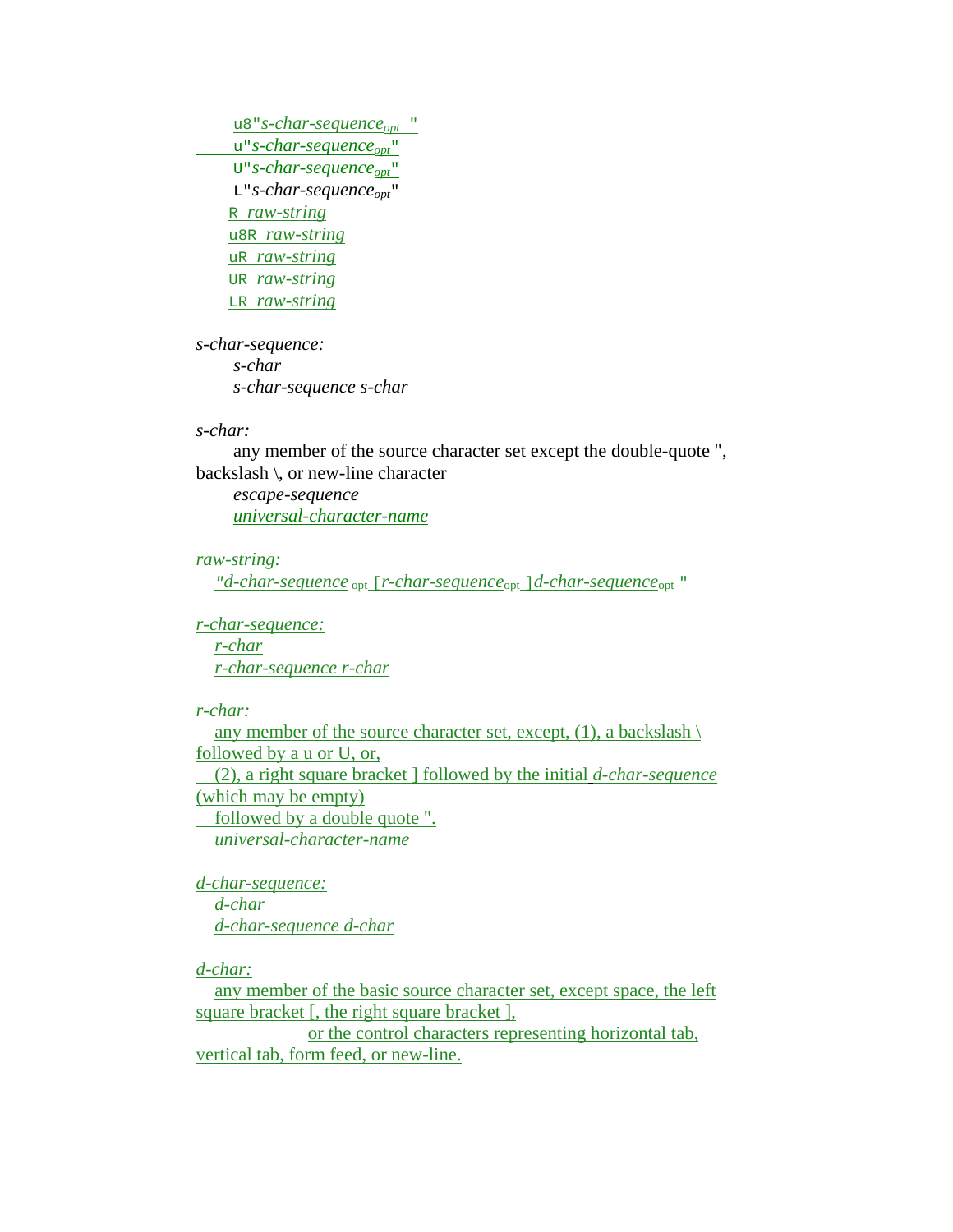`u8"`*s-char-sequence<sub>opt</sub>*`"`
`u"`*s-char-sequence<sub>opt</sub>*`"`
`U"`*s-char-sequence<sub>opt</sub>*`"`
`L"`*s-char-sequence<sub>opt</sub>*`"`
`R` *raw-string*
`u8R` *raw-string*
`uR` *raw-string*
`UR` *raw-string*
`LR` *raw-string*

*s-char-sequence:*
*s-char*
*s-char-sequence s-char*

*s-char:*
any member of the source character set except the double-quote ", backslash \, or new-line character
*escape-sequence*
*universal-character-name*

*raw-string:*
*"d-char-sequence* $_{\text{opt}}$ [*r-char-sequence*$_{\text{opt}}$ ]*d-char-sequence*$_{\text{opt}}$ "

*r-char-sequence:*
*r-char*
*r-char-sequence r-char*

*r-char:*
any member of the source character set, except, (1), a backslash \ followed by a u or U, or,
(2), a right square bracket ] followed by the initial *d-char-sequence* (which may be empty)
followed by a double quote ".
*universal-character-name*

*d-char-sequence:*
*d-char*
*d-char-sequence d-char*

*d-char:*
any member of the basic source character set, except space, the left square bracket [, the right square bracket ],
or the control characters representing horizontal tab, vertical tab, form feed, or new-line.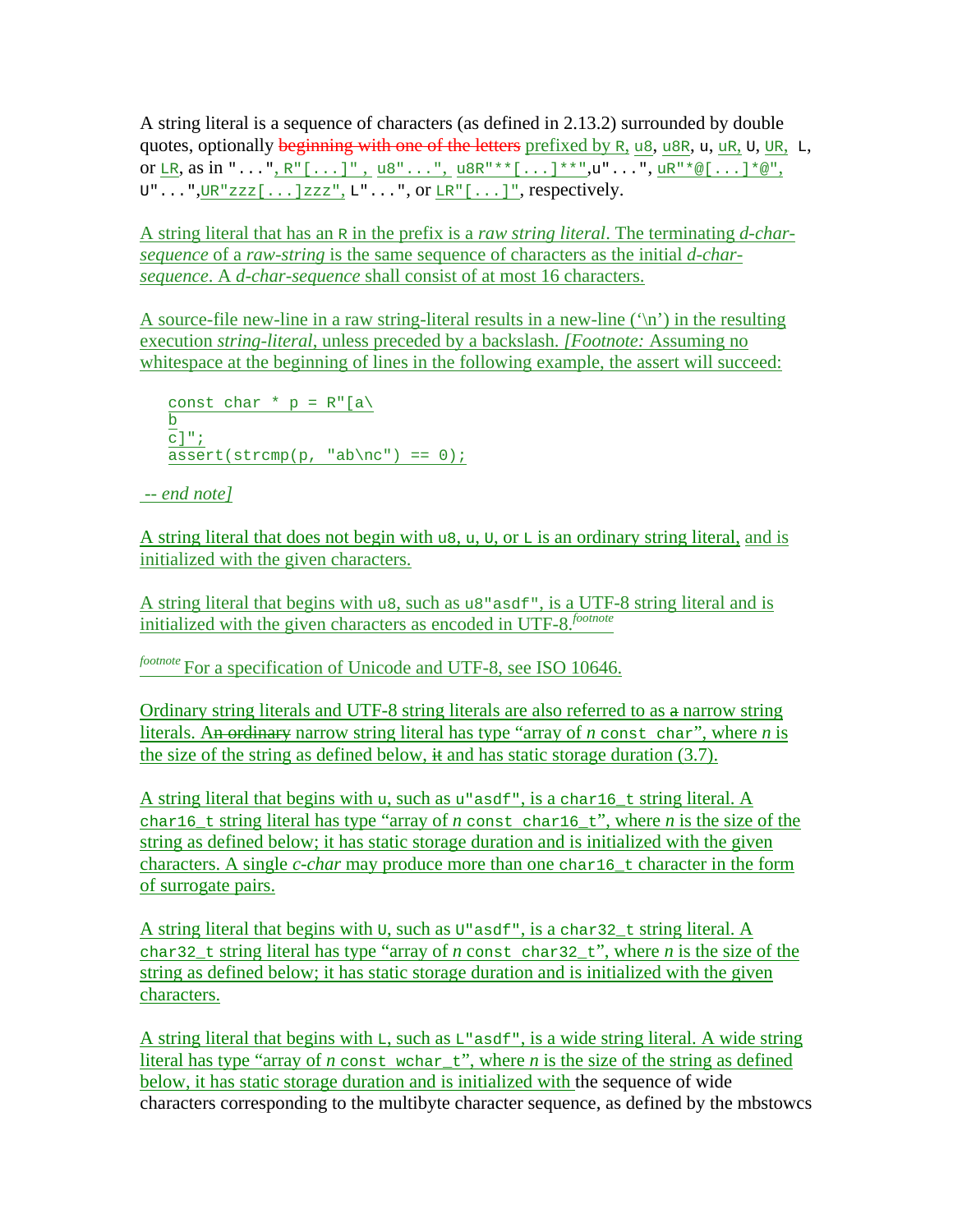A string literal is a sequence of characters (as defined in 2.13.2) surrounded by double quotes, optionally ~~beginning with one of the letters~~ prefixed by `R`, `u8`, `u8R`, `u`, `uR`, `U`, `UR`, `L`, or `LR`, as in `"..."`, `R"[...]"`, `u8"..."`, `u8R"**[...]**"`, `u"..."`, `uR"*@[...]*@"`, `U"..."`, `UR"zzz[...]zzz"`, `L"..."`, or `LR"[...]"`, respectively.

A string literal that has an `R` in the prefix is a *raw string literal*. The terminating *d-char-sequence* of a *raw-string* is the same sequence of characters as the initial *d-char-sequence*. A *d-char-sequence* shall consist of at most 16 characters.

A source-file new-line in a raw string-literal results in a new-line ('\n') in the resulting execution *string-literal*, unless preceded by a backslash. *[Footnote:* Assuming no whitespace at the beginning of lines in the following example, the assert will succeed:

```
const char * p = R"[a\
b
c]";
assert(strcmp(p, "ab\nc") == 0);
```

*-- end note]*

A string literal that does not begin with `u8`, `u`, `U`, or `L` is an ordinary string literal, and is initialized with the given characters.

A string literal that begins with `u8`, such as `u8"asdf"`, is a UTF-8 string literal and is initialized with the given characters as encoded in UTF-8.[footnote]

[footnote] For a specification of Unicode and UTF-8, see ISO 10646.

Ordinary string literals and UTF-8 string literals are also referred to as ~~a~~ narrow string literals. A~~n ordinary~~ narrow string literal has type "array of *n* `const char`", where *n* is the size of the string as defined below, ~~it~~ and has static storage duration (3.7).

A string literal that begins with `u`, such as `u"asdf"`, is a `char16_t` string literal. A `char16_t` string literal has type "array of *n* `const char16_t`", where *n* is the size of the string as defined below; it has static storage duration and is initialized with the given characters. A single *c-char* may produce more than one `char16_t` character in the form of surrogate pairs.

A string literal that begins with `U`, such as `U"asdf"`, is a `char32_t` string literal. A `char32_t` string literal has type "array of *n* `const char32_t`", where *n* is the size of the string as defined below; it has static storage duration and is initialized with the given characters.

A string literal that begins with `L`, such as `L"asdf"`, is a wide string literal. A wide string literal has type "array of *n* `const wchar_t`", where *n* is the size of the string as defined below, it has static storage duration and is initialized with the sequence of wide characters corresponding to the multibyte character sequence, as defined by the mbstowcs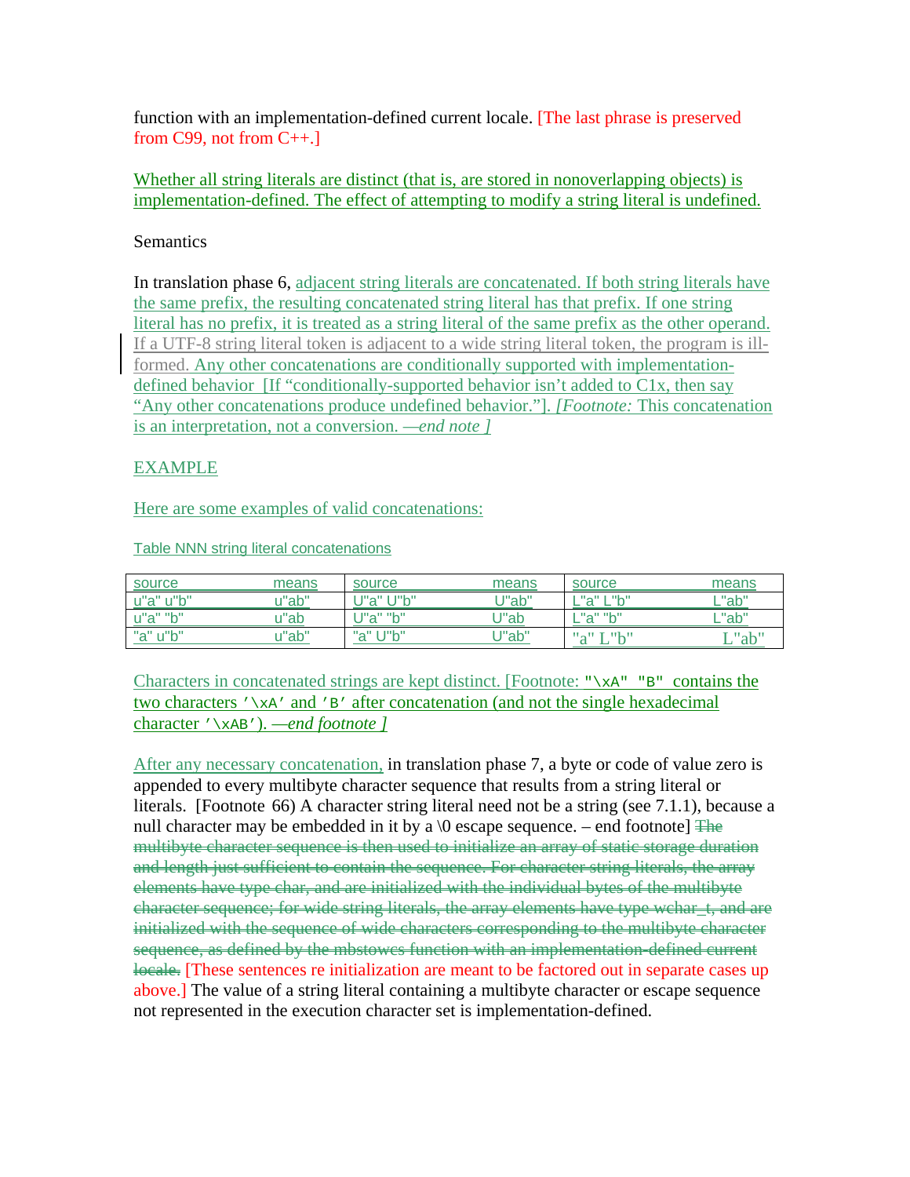function with an implementation-defined current locale. [The last phrase is preserved from C99, not from C++.]

Whether all string literals are distinct (that is, are stored in nonoverlapping objects) is implementation-defined. The effect of attempting to modify a string literal is undefined.

Semantics

In translation phase 6, adjacent string literals are concatenated. If both string literals have the same prefix, the resulting concatenated string literal has that prefix. If one string literal has no prefix, it is treated as a string literal of the same prefix as the other operand. If a UTF-8 string literal token is adjacent to a wide string literal token, the program is ill-formed. Any other concatenations are conditionally supported with implementation-defined behavior [If "conditionally-supported behavior isn't added to C1x, then say "Any other concatenations produce undefined behavior."]. *[Footnote:* This concatenation is an interpretation, not a conversion. *—end note ]*

EXAMPLE

Here are some examples of valid concatenations:

Table NNN string literal concatenations

| source | means | source | means | source | means |
|---|---|---|---|---|---|
| u"a" u"b" | u"ab" | U"a" U"b" | U"ab" | L"a" L"b" | L"ab" |
| u"a" "b" | u"ab | U"a" "b" | U"ab | L"a" "b" | L"ab" |
| "a" u"b" | u"ab" | "a" U"b" | U"ab" | "a" L"b" | L"ab" |

Characters in concatenated strings are kept distinct. [Footnote: `"\xA" "B"` contains the two characters `'\xA'` and `'B'` after concatenation (and not the single hexadecimal character `'\xAB'`). *—end footnote ]*

After any necessary concatenation, in translation phase 7, a byte or code of value zero is appended to every multibyte character sequence that results from a string literal or literals. [Footnote 66) A character string literal need not be a string (see 7.1.1), because a null character may be embedded in it by a \0 escape sequence. – end footnote] ~~The multibyte character sequence is then used to initialize an array of static storage duration and length just sufficient to contain the sequence. For character string literals, the array elements have type char, and are initialized with the individual bytes of the multibyte character sequence; for wide string literals, the array elements have type wchar_t, and are initialized with the sequence of wide characters corresponding to the multibyte character sequence, as defined by the mbstowcs function with an implementation-defined current locale.~~ [These sentences re initialization are meant to be factored out in separate cases up above.] The value of a string literal containing a multibyte character or escape sequence not represented in the execution character set is implementation-defined.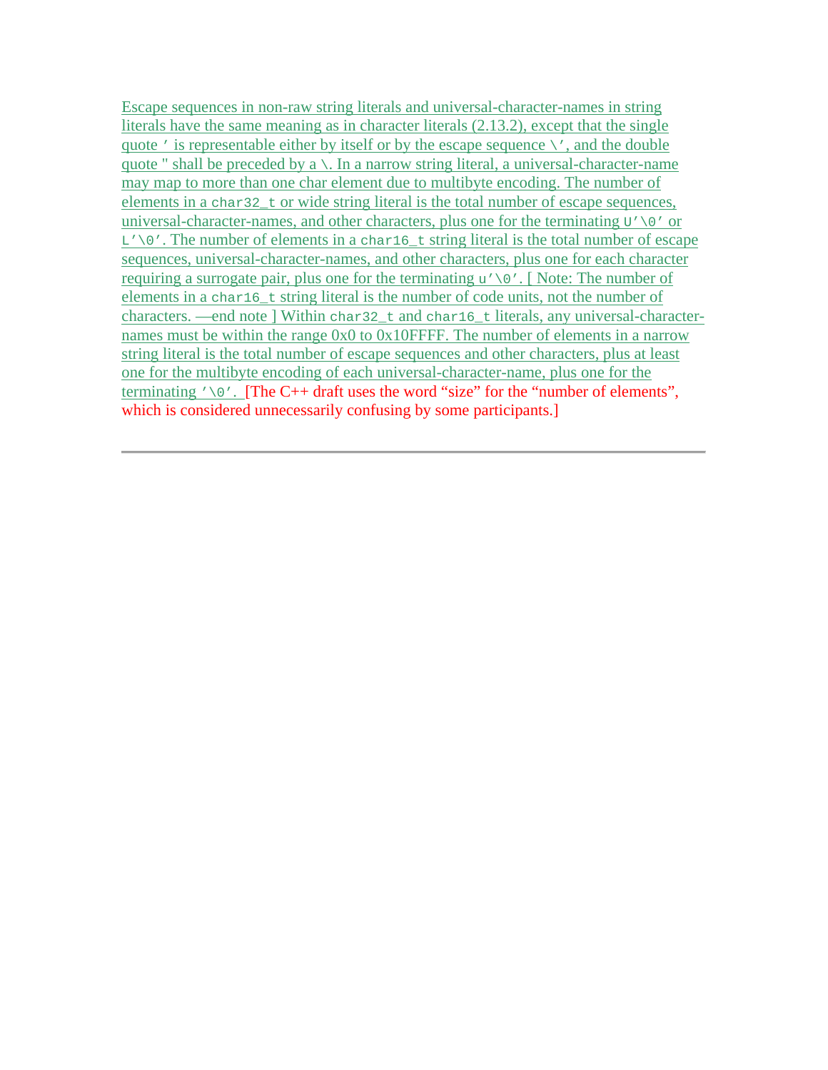Escape sequences in non-raw string literals and universal-character-names in string literals have the same meaning as in character literals (2.13.2), except that the single quote `'` is representable either by itself or by the escape sequence `\'`, and the double quote " shall be preceded by a `\`. In a narrow string literal, a universal-character-name may map to more than one char element due to multibyte encoding. The number of elements in a `char32_t` or wide string literal is the total number of escape sequences, universal-character-names, and other characters, plus one for the terminating `U'\0'` or `L'\0'`. The number of elements in a `char16_t` string literal is the total number of escape sequences, universal-character-names, and other characters, plus one for each character requiring a surrogate pair, plus one for the terminating `u'\0'`. [ Note: The number of elements in a `char16_t` string literal is the number of code units, not the number of characters. —end note ] Within `char32_t` and `char16_t` literals, any universal-character-names must be within the range 0x0 to 0x10FFFF. The number of elements in a narrow string literal is the total number of escape sequences and other characters, plus at least one for the multibyte encoding of each universal-character-name, plus one for the terminating `'\0'`. [The C++ draft uses the word "size" for the "number of elements", which is considered unnecessarily confusing by some participants.]

---